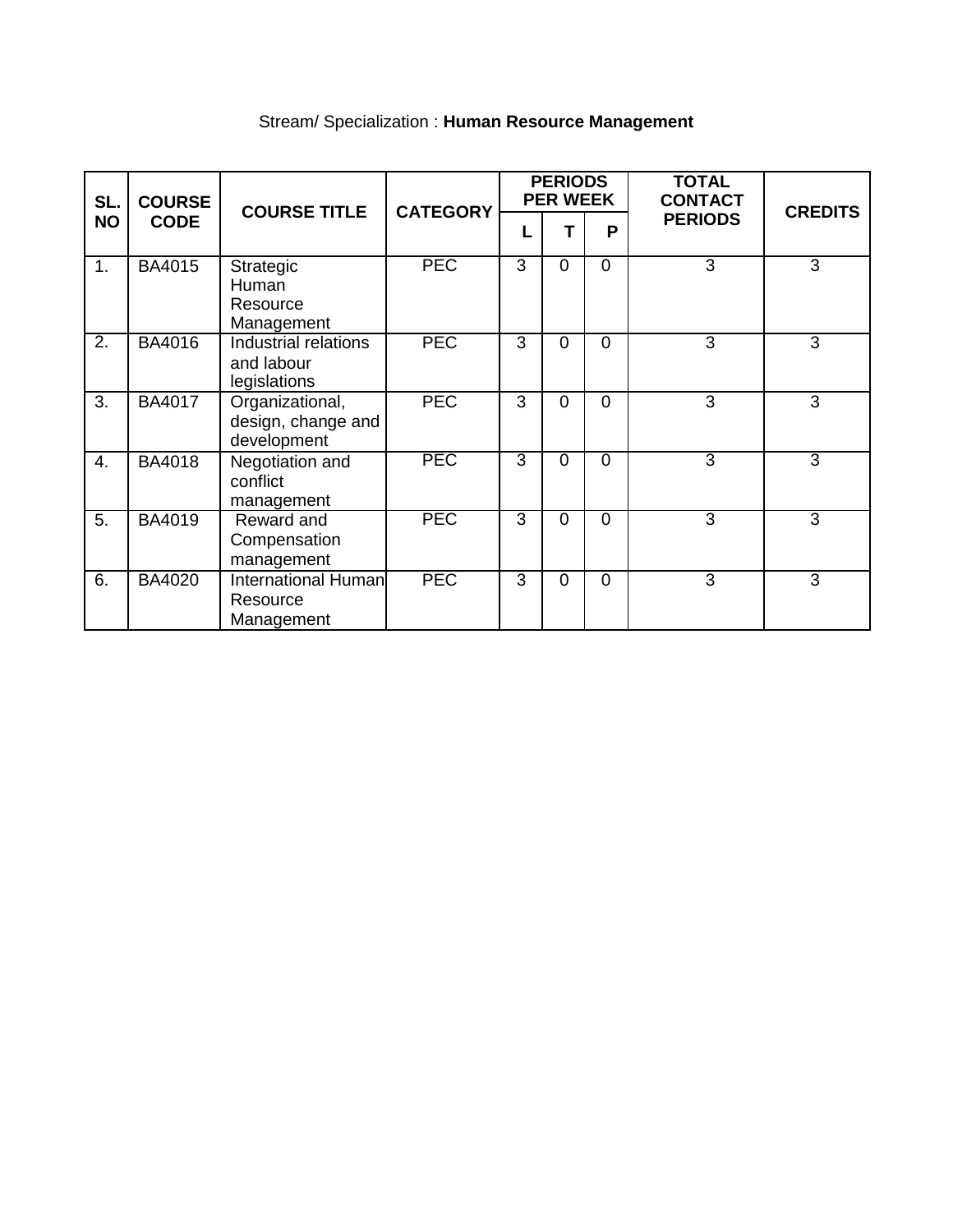Stream/ Specialization : **Human Resource Management**

| SL. NO | COURSE CODE | COURSE TITLE | CATEGORY | PERIODS PER WEEK | | | TOTAL CONTACT PERIODS | CREDITS |
|---|---|---|---|---|---|---|---|---|
| | | | | L | T | P | | |
| 1. | BA4015 | Strategic Human Resource Management | PEC | 3 | 0 | 0 | 3 | 3 |
| 2. | BA4016 | Industrial relations and labour legislations | PEC | 3 | 0 | 0 | 3 | 3 |
| 3. | BA4017 | Organizational, design, change and development | PEC | 3 | 0 | 0 | 3 | 3 |
| 4. | BA4018 | Negotiation and conflict management | PEC | 3 | 0 | 0 | 3 | 3 |
| 5. | BA4019 | Reward and Compensation management | PEC | 3 | 0 | 0 | 3 | 3 |
| 6. | BA4020 | International Human Resource Management | PEC | 3 | 0 | 0 | 3 | 3 |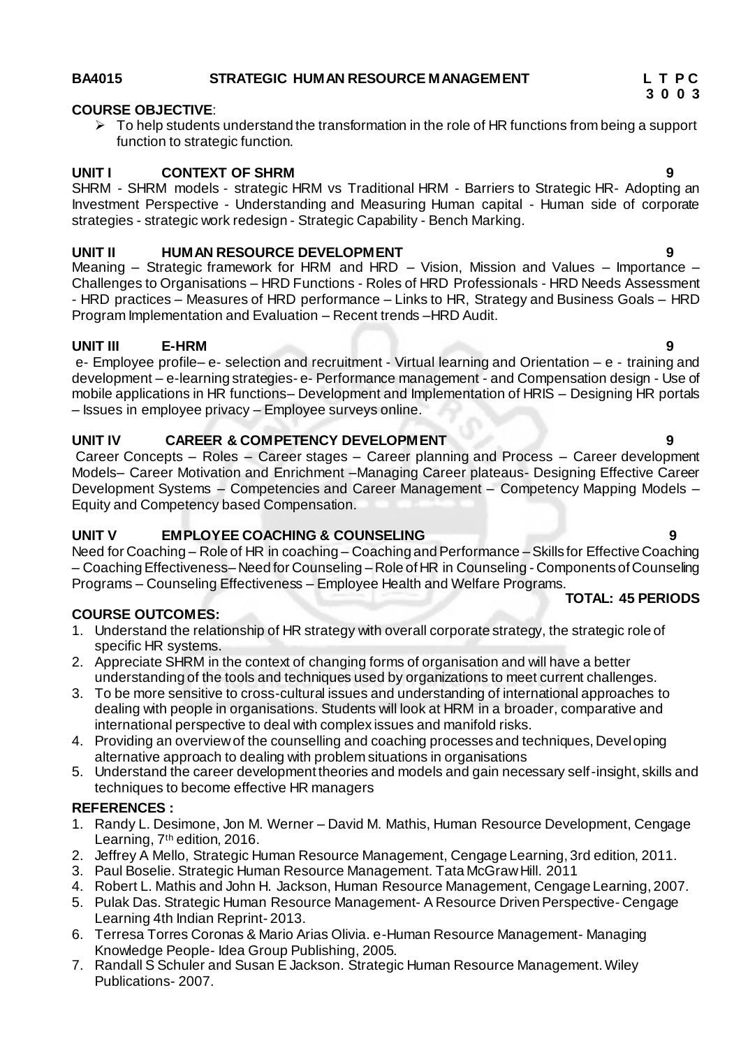## BA4015 STRATEGIC HUMAN RESOURCE MANAGEMENT

| L | T | P | C |
|---|---|---|---|
| 3 | 0 | 0 | 3 |

**COURSE OBJECTIVE**:

- To help students understand the transformation in the role of HR functions from being a support function to strategic function.

### UNIT I CONTEXT OF SHRM — 9

SHRM - SHRM models - strategic HRM vs Traditional HRM - Barriers to Strategic HR- Adopting an Investment Perspective - Understanding and Measuring Human capital - Human side of corporate strategies - strategic work redesign - Strategic Capability - Bench Marking.

### UNIT II HUMAN RESOURCE DEVELOPMENT — 9

Meaning – Strategic framework for HRM and HRD – Vision, Mission and Values – Importance – Challenges to Organisations – HRD Functions - Roles of HRD Professionals - HRD Needs Assessment - HRD practices – Measures of HRD performance – Links to HR, Strategy and Business Goals – HRD Program Implementation and Evaluation – Recent trends –HRD Audit.

### UNIT III E-HRM — 9

e- Employee profile– e- selection and recruitment - Virtual learning and Orientation – e - training and development – e-learning strategies- e- Performance management - and Compensation design - Use of mobile applications in HR functions– Development and Implementation of HRIS – Designing HR portals – Issues in employee privacy – Employee surveys online.

### UNIT IV CAREER & COMPETENCY DEVELOPMENT — 9

Career Concepts – Roles – Career stages – Career planning and Process – Career development Models– Career Motivation and Enrichment –Managing Career plateaus- Designing Effective Career Development Systems – Competencies and Career Management – Competency Mapping Models – Equity and Competency based Compensation.

### UNIT V EMPLOYEE COACHING & COUNSELING — 9

Need for Coaching – Role of HR in coaching – Coaching and Performance – Skills for Effective Coaching – Coaching Effectiveness– Need for Counseling – Role of HR in Counseling - Components of Counseling Programs – Counseling Effectiveness – Employee Health and Welfare Programs.

**TOTAL: 45 PERIODS**

**COURSE OUTCOMES:**

1. Understand the relationship of HR strategy with overall corporate strategy, the strategic role of specific HR systems.
2. Appreciate SHRM in the context of changing forms of organisation and will have a better understanding of the tools and techniques used by organizations to meet current challenges.
3. To be more sensitive to cross-cultural issues and understanding of international approaches to dealing with people in organisations. Students will look at HRM in a broader, comparative and international perspective to deal with complex issues and manifold risks.
4. Providing an overview of the counselling and coaching processes and techniques, Developing alternative approach to dealing with problem situations in organisations
5. Understand the career development theories and models and gain necessary self-insight, skills and techniques to become effective HR managers

**REFERENCES :**

1. Randy L. Desimone, Jon M. Werner – David M. Mathis, Human Resource Development, Cengage Learning, 7th edition, 2016.
2. Jeffrey A Mello, Strategic Human Resource Management, Cengage Learning, 3rd edition, 2011.
3. Paul Boselie. Strategic Human Resource Management. Tata McGraw Hill. 2011
4. Robert L. Mathis and John H. Jackson, Human Resource Management, Cengage Learning, 2007.
5. Pulak Das. Strategic Human Resource Management- A Resource Driven Perspective- Cengage Learning 4th Indian Reprint- 2013.
6. Terresa Torres Coronas & Mario Arias Olivia. e-Human Resource Management- Managing Knowledge People- Idea Group Publishing, 2005.
7. Randall S Schuler and Susan E Jackson. Strategic Human Resource Management. Wiley Publications- 2007.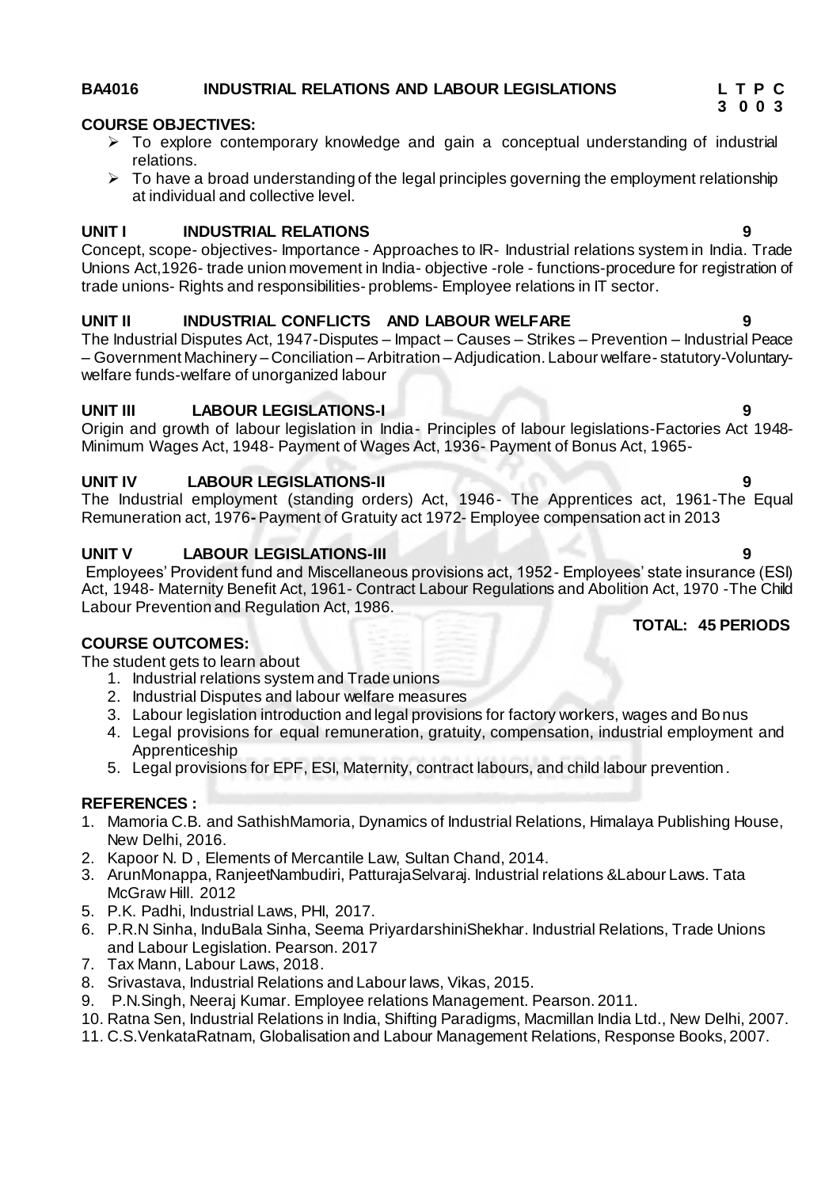## BA4016 INDUSTRIAL RELATIONS AND LABOUR LEGISLATIONS

**L T P C**
**3 0 0 3**

### COURSE OBJECTIVES:

- To explore contemporary knowledge and gain a conceptual understanding of industrial relations.
- To have a broad understanding of the legal principles governing the employment relationship at individual and collective level.

### UNIT I INDUSTRIAL RELATIONS 9

Concept, scope- objectives- Importance - Approaches to IR- Industrial relations system in India. Trade Unions Act,1926- trade union movement in India- objective -role - functions-procedure for registration of trade unions- Rights and responsibilities- problems- Employee relations in IT sector.

### UNIT II INDUSTRIAL CONFLICTS AND LABOUR WELFARE 9

The Industrial Disputes Act, 1947-Disputes – Impact – Causes – Strikes – Prevention – Industrial Peace – Government Machinery – Conciliation – Arbitration – Adjudication. Labour welfare- statutory-Voluntary-welfare funds-welfare of unorganized labour

### UNIT III LABOUR LEGISLATIONS-I 9

Origin and growth of labour legislation in India- Principles of labour legislations-Factories Act 1948- Minimum Wages Act, 1948- Payment of Wages Act, 1936- Payment of Bonus Act, 1965-

### UNIT IV LABOUR LEGISLATIONS-II 9

The Industrial employment (standing orders) Act, 1946- The Apprentices act, 1961-The Equal Remuneration act, 1976- Payment of Gratuity act 1972- Employee compensation act in 2013

### UNIT V LABOUR LEGISLATIONS-III 9

Employees' Provident fund and Miscellaneous provisions act, 1952- Employees' state insurance (ESI) Act, 1948- Maternity Benefit Act, 1961- Contract Labour Regulations and Abolition Act, 1970 -The Child Labour Prevention and Regulation Act, 1986.

**TOTAL: 45 PERIODS**

### COURSE OUTCOMES:

The student gets to learn about

1. Industrial relations system and Trade unions
2. Industrial Disputes and labour welfare measures
3. Labour legislation introduction and legal provisions for factory workers, wages and Bonus
4. Legal provisions for equal remuneration, gratuity, compensation, industrial employment and Apprenticeship
5. Legal provisions for EPF, ESI, Maternity, contract labours, and child labour prevention.

### REFERENCES :

1. Mamoria C.B. and SathishMamoria, Dynamics of Industrial Relations, Himalaya Publishing House, New Delhi, 2016.
2. Kapoor N. D , Elements of Mercantile Law, Sultan Chand, 2014.
3. ArunMonappa, RanjeetNambudiri, PatturajaSelvaraj. Industrial relations &Labour Laws. Tata McGraw Hill. 2012
5. P.K. Padhi, Industrial Laws, PHI, 2017.
6. P.R.N Sinha, InduBala Sinha, Seema PriyardarshiniShekhar. Industrial Relations, Trade Unions and Labour Legislation. Pearson. 2017
7. Tax Mann, Labour Laws, 2018.
8. Srivastava, Industrial Relations and Labour laws, Vikas, 2015.
9. P.N.Singh, Neeraj Kumar. Employee relations Management. Pearson. 2011.
10. Ratna Sen, Industrial Relations in India, Shifting Paradigms, Macmillan India Ltd., New Delhi, 2007.
11. C.S.VenkataRatnam, Globalisation and Labour Management Relations, Response Books, 2007.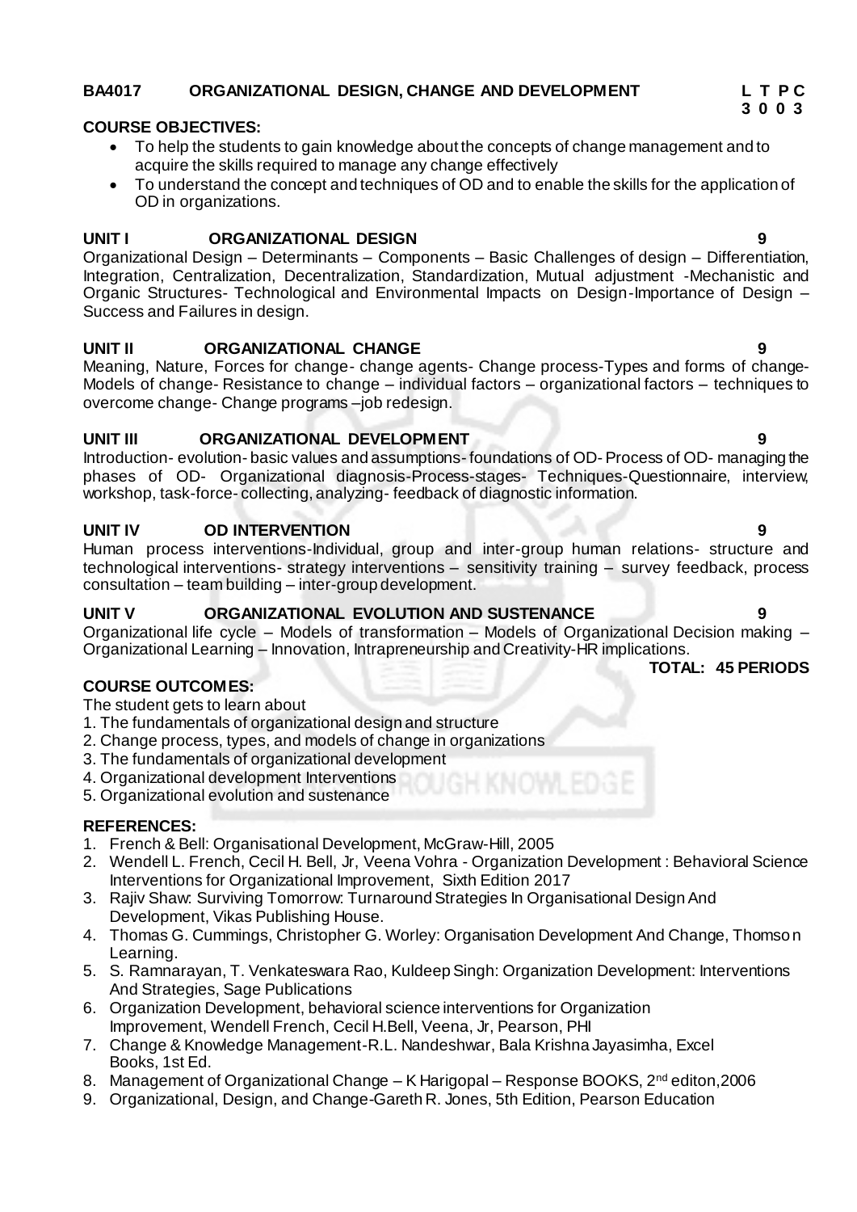## BA4017 ORGANIZATIONAL DESIGN, CHANGE AND DEVELOPMENT

| L | T | P | C |
|---|---|---|---|
| 3 | 0 | 0 | 3 |

### COURSE OBJECTIVES:

- To help the students to gain knowledge about the concepts of change management and to acquire the skills required to manage any change effectively
- To understand the concept and techniques of OD and to enable the skills for the application of OD in organizations.

### UNIT I ORGANIZATIONAL DESIGN 9

Organizational Design – Determinants – Components – Basic Challenges of design – Differentiation, Integration, Centralization, Decentralization, Standardization, Mutual adjustment -Mechanistic and Organic Structures- Technological and Environmental Impacts on Design-Importance of Design – Success and Failures in design.

### UNIT II ORGANIZATIONAL CHANGE 9

Meaning, Nature, Forces for change- change agents- Change process-Types and forms of change- Models of change- Resistance to change – individual factors – organizational factors – techniques to overcome change- Change programs –job redesign.

### UNIT III ORGANIZATIONAL DEVELOPMENT 9

Introduction- evolution- basic values and assumptions- foundations of OD- Process of OD- managing the phases of OD- Organizational diagnosis-Process-stages- Techniques-Questionnaire, interview, workshop, task-force- collecting, analyzing- feedback of diagnostic information.

### UNIT IV OD INTERVENTION 9

Human process interventions-Individual, group and inter-group human relations- structure and technological interventions- strategy interventions – sensitivity training – survey feedback, process consultation – team building – inter-group development.

### UNIT V ORGANIZATIONAL EVOLUTION AND SUSTENANCE 9

Organizational life cycle – Models of transformation – Models of Organizational Decision making – Organizational Learning – Innovation, Intrapreneurship and Creativity-HR implications.

**TOTAL: 45 PERIODS**

### COURSE OUTCOMES:

The student gets to learn about

1. The fundamentals of organizational design and structure
2. Change process, types, and models of change in organizations
3. The fundamentals of organizational development
4. Organizational development Interventions
5. Organizational evolution and sustenance

### REFERENCES:

1. French & Bell: Organisational Development, McGraw-Hill, 2005
2. Wendell L. French, Cecil H. Bell, Jr, Veena Vohra - Organization Development : Behavioral Science Interventions for Organizational Improvement, Sixth Edition 2017
3. Rajiv Shaw: Surviving Tomorrow: Turnaround Strategies In Organisational Design And Development, Vikas Publishing House.
4. Thomas G. Cummings, Christopher G. Worley: Organisation Development And Change, Thomson Learning.
5. S. Ramnarayan, T. Venkateswara Rao, Kuldeep Singh: Organization Development: Interventions And Strategies, Sage Publications
6. Organization Development, behavioral science interventions for Organization Improvement, Wendell French, Cecil H.Bell, Veena, Jr, Pearson, PHI
7. Change & Knowledge Management-R.L. Nandeshwar, Bala Krishna Jayasimha, Excel Books, 1st Ed.
8. Management of Organizational Change – K Harigopal – Response BOOKS, 2nd editon,2006
9. Organizational, Design, and Change-Gareth R. Jones, 5th Edition, Pearson Education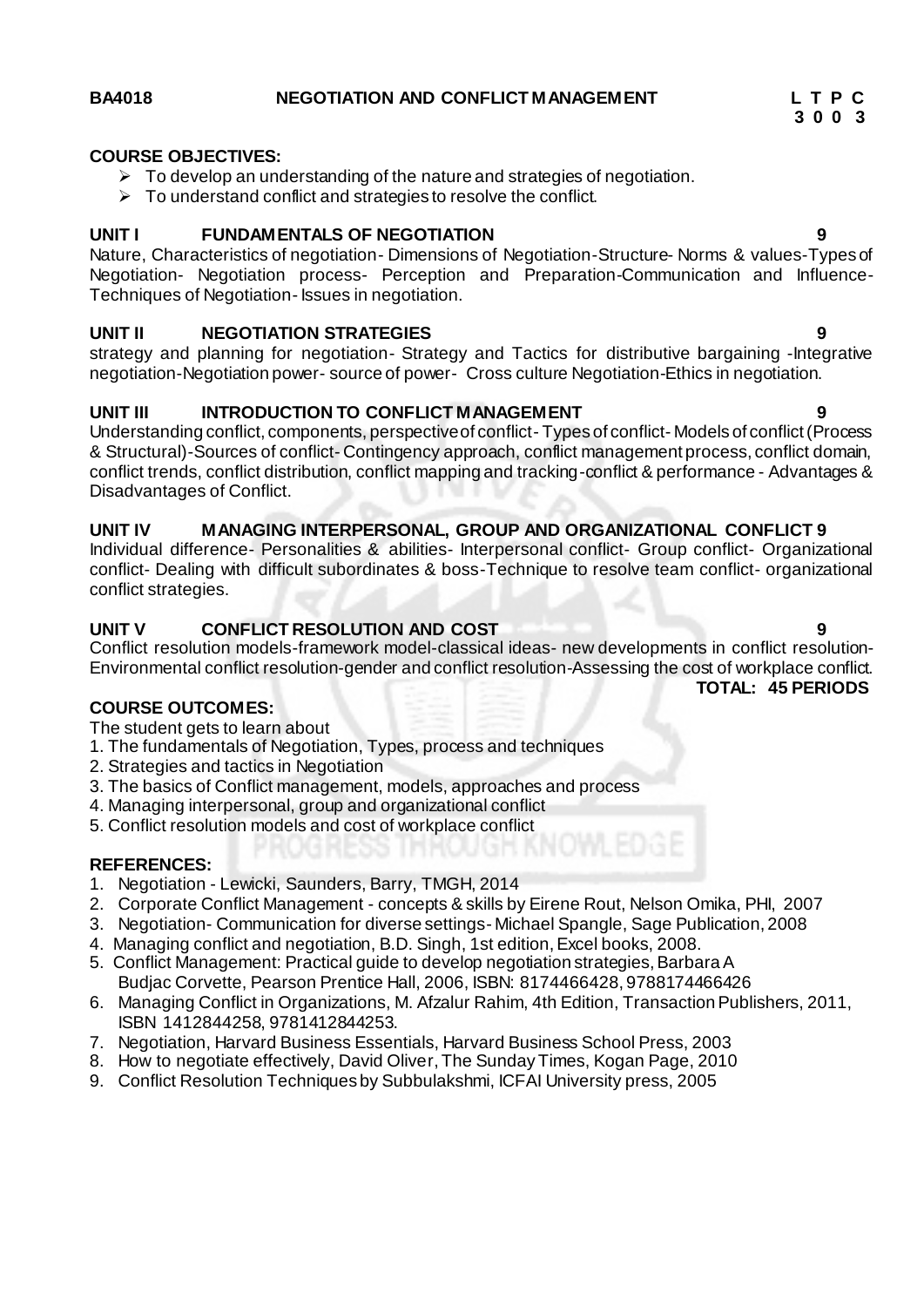**BA4018 NEGOTIATION AND CONFLICT MANAGEMENT**

| L | T | P | C |
|---|---|---|---|
| 3 | 0 | 0 | 3 |

**COURSE OBJECTIVES:**

- To develop an understanding of the nature and strategies of negotiation.
- To understand conflict and strategies to resolve the conflict.

**UNIT I FUNDAMENTALS OF NEGOTIATION 9**

Nature, Characteristics of negotiation- Dimensions of Negotiation-Structure- Norms & values-Types of Negotiation- Negotiation process- Perception and Preparation-Communication and Influence-Techniques of Negotiation- Issues in negotiation.

**UNIT II NEGOTIATION STRATEGIES 9**

strategy and planning for negotiation- Strategy and Tactics for distributive bargaining -Integrative negotiation-Negotiation power- source of power- Cross culture Negotiation-Ethics in negotiation.

**UNIT III INTRODUCTION TO CONFLICT MANAGEMENT 9**

Understanding conflict, components, perspective of conflict- Types of conflict- Models of conflict (Process & Structural)-Sources of conflict- Contingency approach, conflict management process, conflict domain, conflict trends, conflict distribution, conflict mapping and tracking-conflict & performance - Advantages & Disadvantages of Conflict.

**UNIT IV MANAGING INTERPERSONAL, GROUP AND ORGANIZATIONAL CONFLICT 9**

Individual difference- Personalities & abilities- Interpersonal conflict- Group conflict- Organizational conflict- Dealing with difficult subordinates & boss-Technique to resolve team conflict- organizational conflict strategies.

**UNIT V CONFLICT RESOLUTION AND COST 9**

Conflict resolution models-framework model-classical ideas- new developments in conflict resolution-Environmental conflict resolution-gender and conflict resolution-Assessing the cost of workplace conflict.

**TOTAL: 45 PERIODS**

**COURSE OUTCOMES:**

The student gets to learn about

1. The fundamentals of Negotiation, Types, process and techniques
2. Strategies and tactics in Negotiation
3. The basics of Conflict management, models, approaches and process
4. Managing interpersonal, group and organizational conflict
5. Conflict resolution models and cost of workplace conflict

**REFERENCES:**

1. Negotiation - Lewicki, Saunders, Barry, TMGH, 2014
2. Corporate Conflict Management - concepts & skills by Eirene Rout, Nelson Omika, PHI, 2007
3. Negotiation- Communication for diverse settings- Michael Spangle, Sage Publication, 2008
4. Managing conflict and negotiation, B.D. Singh, 1st edition, Excel books, 2008.
5. Conflict Management: Practical guide to develop negotiation strategies, Barbara A Budjac Corvette, Pearson Prentice Hall, 2006, ISBN: 8174466428, 9788174466426
6. Managing Conflict in Organizations, M. Afzalur Rahim, 4th Edition, Transaction Publishers, 2011, ISBN 1412844258, 9781412844253.
7. Negotiation, Harvard Business Essentials, Harvard Business School Press, 2003
8. How to negotiate effectively, David Oliver, The Sunday Times, Kogan Page, 2010
9. Conflict Resolution Techniques by Subbulakshmi, ICFAI University press, 2005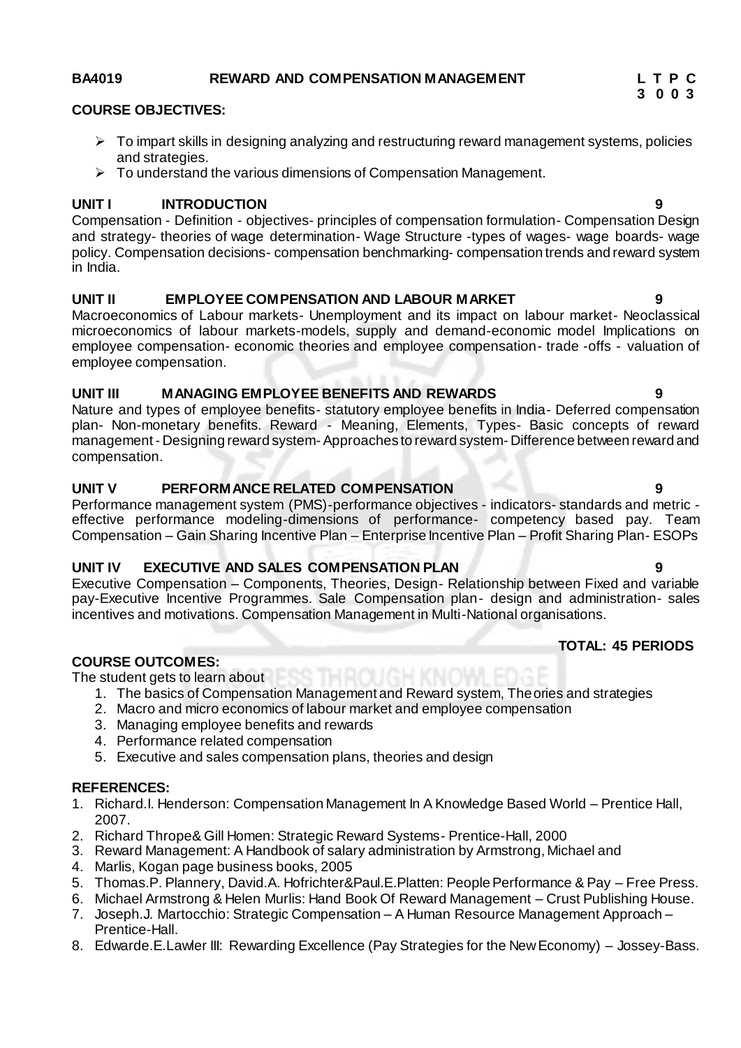**BA4019 REWARD AND COMPENSATION MANAGEMENT**

| L | T | P | C |
|---|---|---|---|
| 3 | 0 | 0 | 3 |

**COURSE OBJECTIVES:**

- To impart skills in designing analyzing and restructuring reward management systems, policies and strategies.
- To understand the various dimensions of Compensation Management.

**UNIT I INTRODUCTION 9**

Compensation - Definition - objectives- principles of compensation formulation- Compensation Design and strategy- theories of wage determination- Wage Structure -types of wages- wage boards- wage policy. Compensation decisions- compensation benchmarking- compensation trends and reward system in India.

**UNIT II EMPLOYEE COMPENSATION AND LABOUR MARKET 9**

Macroeconomics of Labour markets- Unemployment and its impact on labour market- Neoclassical microeconomics of labour markets-models, supply and demand-economic model Implications on employee compensation- economic theories and employee compensation- trade -offs - valuation of employee compensation.

**UNIT III MANAGING EMPLOYEE BENEFITS AND REWARDS 9**

Nature and types of employee benefits- statutory employee benefits in India- Deferred compensation plan- Non-monetary benefits. Reward - Meaning, Elements, Types- Basic concepts of reward management - Designing reward system- Approaches to reward system- Difference between reward and compensation.

**UNIT V PERFORMANCE RELATED COMPENSATION 9**

Performance management system (PMS)-performance objectives - indicators- standards and metric - effective performance modeling-dimensions of performance- competency based pay. Team Compensation – Gain Sharing Incentive Plan – Enterprise Incentive Plan – Profit Sharing Plan- ESOPs

**UNIT IV EXECUTIVE AND SALES COMPENSATION PLAN 9**

Executive Compensation – Components, Theories, Design- Relationship between Fixed and variable pay-Executive Incentive Programmes. Sale Compensation plan- design and administration- sales incentives and motivations. Compensation Management in Multi-National organisations.

**TOTAL: 45 PERIODS**

**COURSE OUTCOMES:**

The student gets to learn about

1. The basics of Compensation Management and Reward system, Theories and strategies
2. Macro and micro economics of labour market and employee compensation
3. Managing employee benefits and rewards
4. Performance related compensation
5. Executive and sales compensation plans, theories and design

**REFERENCES:**

1. Richard.I. Henderson: Compensation Management In A Knowledge Based World – Prentice Hall, 2007.
2. Richard Thrope& Gill Homen: Strategic Reward Systems- Prentice-Hall, 2000
3. Reward Management: A Handbook of salary administration by Armstrong, Michael and
4. Marlis, Kogan page business books, 2005
5. Thomas.P. Plannery, David.A. Hofrichter&Paul.E.Platten: People Performance & Pay – Free Press.
6. Michael Armstrong & Helen Murlis: Hand Book Of Reward Management – Crust Publishing House.
7. Joseph.J. Martocchio: Strategic Compensation – A Human Resource Management Approach – Prentice-Hall.
8. Edwarde.E.Lawler III: Rewarding Excellence (Pay Strategies for the New Economy) – Jossey-Bass.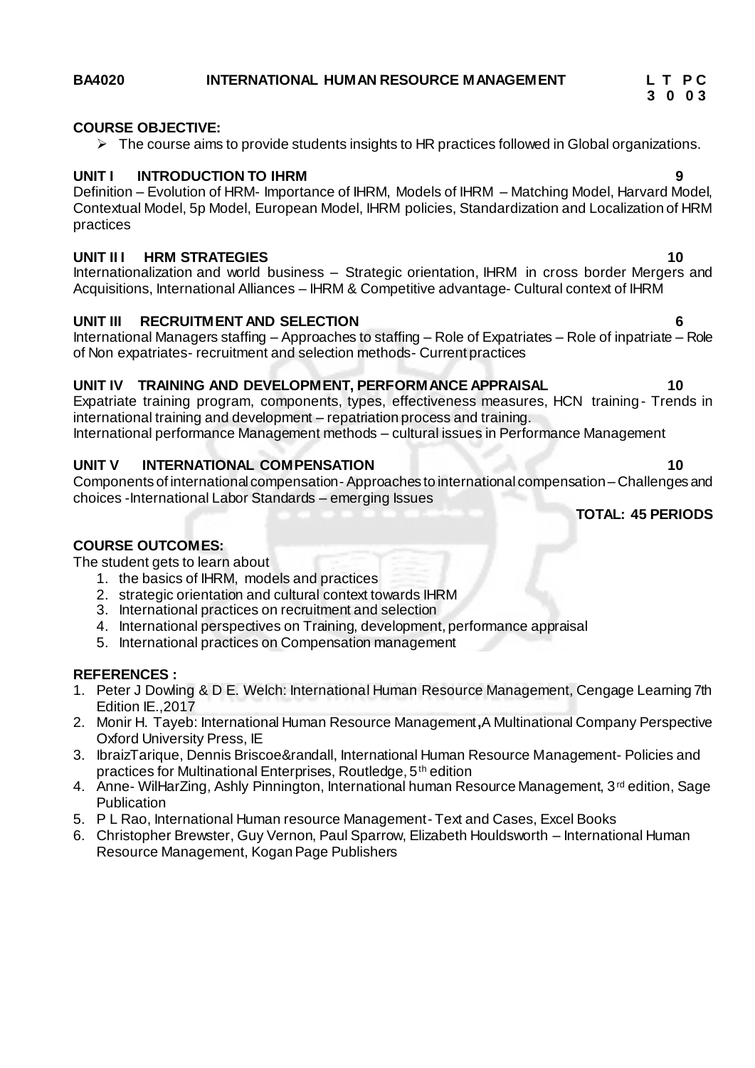**BA4020 INTERNATIONAL HUMAN RESOURCE MANAGEMENT**

| L | T | P | C |
|---|---|---|---|
| 3 | 0 | 0 | 3 |

**COURSE OBJECTIVE:**

- The course aims to provide students insights to HR practices followed in Global organizations.

**UNIT I INTRODUCTION TO IHRM** **9**

Definition – Evolution of HRM- Importance of IHRM, Models of IHRM – Matching Model, Harvard Model, Contextual Model, 5p Model, European Model, IHRM policies, Standardization and Localization of HRM practices

**UNIT II HRM STRATEGIES** **10**

Internationalization and world business – Strategic orientation, IHRM in cross border Mergers and Acquisitions, International Alliances – IHRM & Competitive advantage- Cultural context of IHRM

**UNIT III RECRUITMENT AND SELECTION** **6**

International Managers staffing – Approaches to staffing – Role of Expatriates – Role of inpatriate – Role of Non expatriates- recruitment and selection methods- Current practices

**UNIT IV TRAINING AND DEVELOPMENT, PERFORMANCE APPRAISAL** **10**

Expatriate training program, components, types, effectiveness measures, HCN training- Trends in international training and development – repatriation process and training.

International performance Management methods – cultural issues in Performance Management

**UNIT V INTERNATIONAL COMPENSATION** **10**

Components of international compensation- Approaches to international compensation – Challenges and choices -International Labor Standards – emerging Issues

**TOTAL: 45 PERIODS**

**COURSE OUTCOMES:**

The student gets to learn about

1. the basics of IHRM, models and practices
2. strategic orientation and cultural context towards IHRM
3. International practices on recruitment and selection
4. International perspectives on Training, development, performance appraisal
5. International practices on Compensation management

**REFERENCES :**

1. Peter J Dowling & D E. Welch: International Human Resource Management, Cengage Learning 7th Edition IE.,2017
2. Monir H. Tayeb: International Human Resource Management**,**A Multinational Company Perspective Oxford University Press, IE
3. IbraizTarique, Dennis Briscoe&randall, International Human Resource Management- Policies and practices for Multinational Enterprises, Routledge, 5th edition
4. Anne- WilHarZing, Ashly Pinnington, International human Resource Management, 3rd edition, Sage Publication
5. P L Rao, International Human resource Management- Text and Cases, Excel Books
6. Christopher Brewster, Guy Vernon, Paul Sparrow, Elizabeth Houldsworth – International Human Resource Management, Kogan Page Publishers